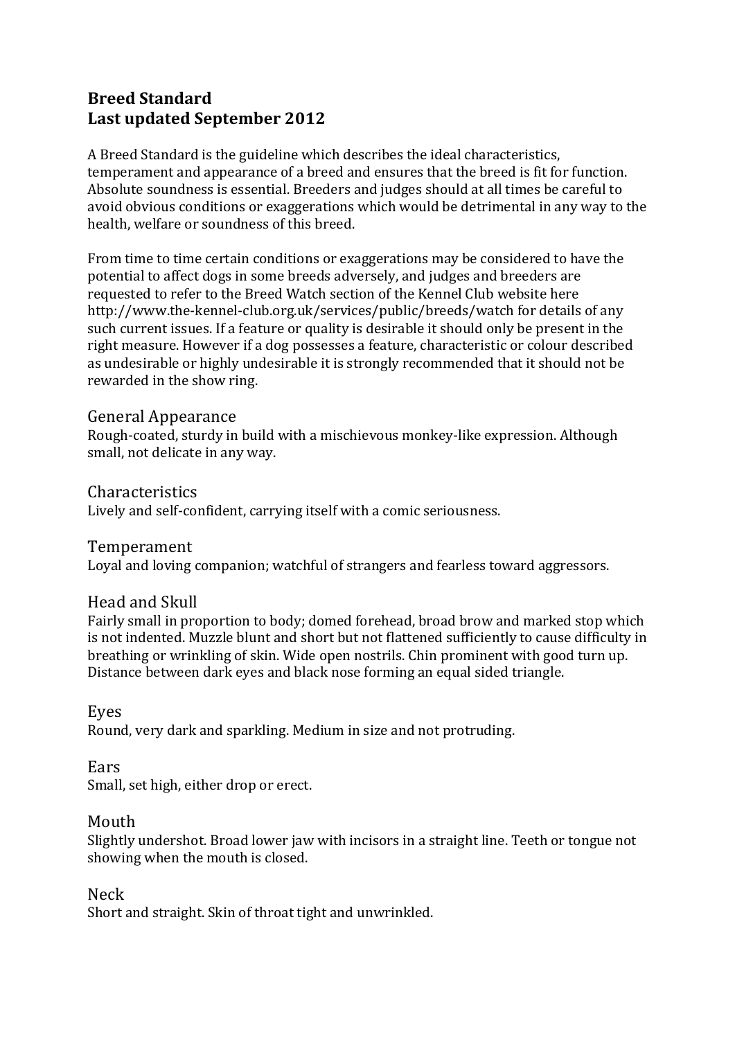# Breed Standard
# Last updated September 2012

A Breed Standard is the guideline which describes the ideal characteristics, temperament and appearance of a breed and ensures that the breed is fit for function. Absolute soundness is essential. Breeders and judges should at all times be careful to avoid obvious conditions or exaggerations which would be detrimental in any way to the health, welfare or soundness of this breed.

From time to time certain conditions or exaggerations may be considered to have the potential to affect dogs in some breeds adversely, and judges and breeders are requested to refer to the Breed Watch section of the Kennel Club website here http://www.the-kennel-club.org.uk/services/public/breeds/watch for details of any such current issues. If a feature or quality is desirable it should only be present in the right measure. However if a dog possesses a feature, characteristic or colour described as undesirable or highly undesirable it is strongly recommended that it should not be rewarded in the show ring.

## General Appearance

Rough-coated, sturdy in build with a mischievous monkey-like expression. Although small, not delicate in any way.

## Characteristics

Lively and self-confident, carrying itself with a comic seriousness.

## Temperament

Loyal and loving companion; watchful of strangers and fearless toward aggressors.

## Head and Skull

Fairly small in proportion to body; domed forehead, broad brow and marked stop which is not indented. Muzzle blunt and short but not flattened sufficiently to cause difficulty in breathing or wrinkling of skin. Wide open nostrils. Chin prominent with good turn up. Distance between dark eyes and black nose forming an equal sided triangle.

## Eyes

Round, very dark and sparkling. Medium in size and not protruding.

## Ears

Small, set high, either drop or erect.

## Mouth

Slightly undershot. Broad lower jaw with incisors in a straight line. Teeth or tongue not showing when the mouth is closed.

## Neck

Short and straight. Skin of throat tight and unwrinkled.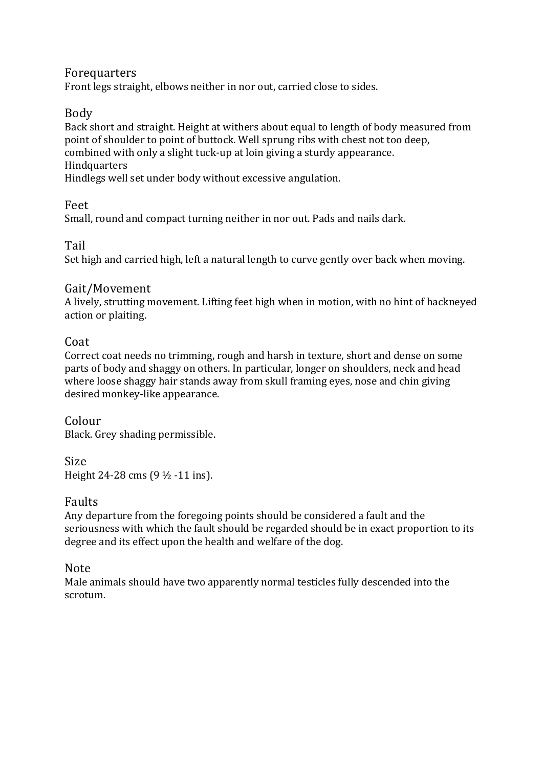## Forequarters

Front legs straight, elbows neither in nor out, carried close to sides.

## Body

Back short and straight. Height at withers about equal to length of body measured from point of shoulder to point of buttock. Well sprung ribs with chest not too deep, combined with only a slight tuck-up at loin giving a sturdy appearance.

## Hindquarters

Hindlegs well set under body without excessive angulation.

## Feet

Small, round and compact turning neither in nor out. Pads and nails dark.

## Tail

Set high and carried high, left a natural length to curve gently over back when moving.

## Gait/Movement

A lively, strutting movement. Lifting feet high when in motion, with no hint of hackneyed action or plaiting.

## Coat

Correct coat needs no trimming, rough and harsh in texture, short and dense on some parts of body and shaggy on others. In particular, longer on shoulders, neck and head where loose shaggy hair stands away from skull framing eyes, nose and chin giving desired monkey-like appearance.

## Colour

Black. Grey shading permissible.

## Size

Height 24-28 cms (9 ½ -11 ins).

## Faults

Any departure from the foregoing points should be considered a fault and the seriousness with which the fault should be regarded should be in exact proportion to its degree and its effect upon the health and welfare of the dog.

## Note

Male animals should have two apparently normal testicles fully descended into the scrotum.